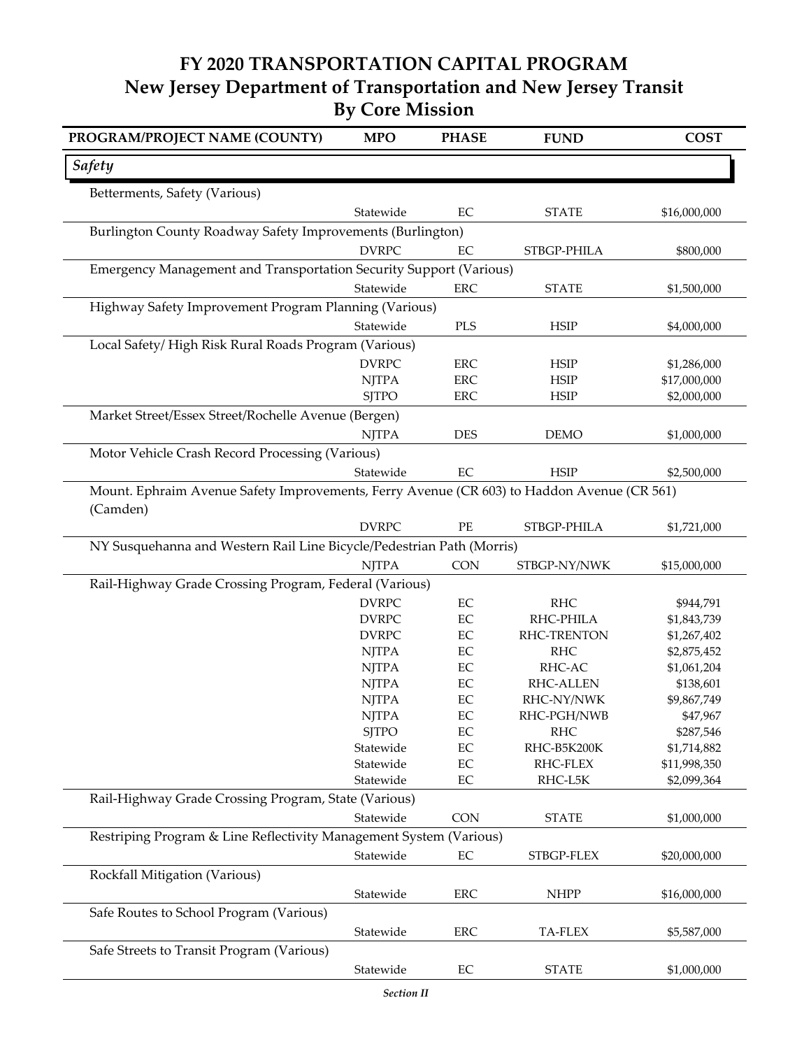# FY 2020 TRANSPORTATION CAPITAL PROGRAM
## New Jersey Department of Transportation and New Jersey Transit
## By Core Mission

| PROGRAM/PROJECT NAME (COUNTY) | MPO | PHASE | FUND | COST |
|---|---|---|---|---|
| ***Safety*** | | | | |
| Betterments, Safety (Various) | | | | |
| | Statewide | EC | STATE | $16,000,000 |
| Burlington County Roadway Safety Improvements (Burlington) | | | | |
| | DVRPC | EC | STBGP-PHILA | $800,000 |
| Emergency Management and Transportation Security Support (Various) | | | | |
| | Statewide | ERC | STATE | $1,500,000 |
| Highway Safety Improvement Program Planning (Various) | | | | |
| | Statewide | PLS | HSIP | $4,000,000 |
| Local Safety/ High Risk Rural Roads Program (Various) | | | | |
| | DVRPC | ERC | HSIP | $1,286,000 |
| | NJTPA | ERC | HSIP | $17,000,000 |
| | SJTPO | ERC | HSIP | $2,000,000 |
| Market Street/Essex Street/Rochelle Avenue (Bergen) | | | | |
| | NJTPA | DES | DEMO | $1,000,000 |
| Motor Vehicle Crash Record Processing (Various) | | | | |
| | Statewide | EC | HSIP | $2,500,000 |
| Mount. Ephraim Avenue Safety Improvements, Ferry Avenue (CR 603) to Haddon Avenue (CR 561) (Camden) | | | | |
| | DVRPC | PE | STBGP-PHILA | $1,721,000 |
| NY Susquehanna and Western Rail Line Bicycle/Pedestrian Path (Morris) | | | | |
| | NJTPA | CON | STBGP-NY/NWK | $15,000,000 |
| Rail-Highway Grade Crossing Program, Federal (Various) | | | | |
| | DVRPC | EC | RHC | $944,791 |
| | DVRPC | EC | RHC-PHILA | $1,843,739 |
| | DVRPC | EC | RHC-TRENTON | $1,267,402 |
| | NJTPA | EC | RHC | $2,875,452 |
| | NJTPA | EC | RHC-AC | $1,061,204 |
| | NJTPA | EC | RHC-ALLEN | $138,601 |
| | NJTPA | EC | RHC-NY/NWK | $9,867,749 |
| | NJTPA | EC | RHC-PGH/NWB | $47,967 |
| | SJTPO | EC | RHC | $287,546 |
| | Statewide | EC | RHC-B5K200K | $1,714,882 |
| | Statewide | EC | RHC-FLEX | $11,998,350 |
| | Statewide | EC | RHC-L5K | $2,099,364 |
| Rail-Highway Grade Crossing Program, State (Various) | | | | |
| | Statewide | CON | STATE | $1,000,000 |
| Restriping Program & Line Reflectivity Management System (Various) | | | | |
| | Statewide | EC | STBGP-FLEX | $20,000,000 |
| Rockfall Mitigation (Various) | | | | |
| | Statewide | ERC | NHPP | $16,000,000 |
| Safe Routes to School Program (Various) | | | | |
| | Statewide | ERC | TA-FLEX | $5,587,000 |
| Safe Streets to Transit Program (Various) | | | | |
| | Statewide | EC | STATE | $1,000,000 |

*Section II*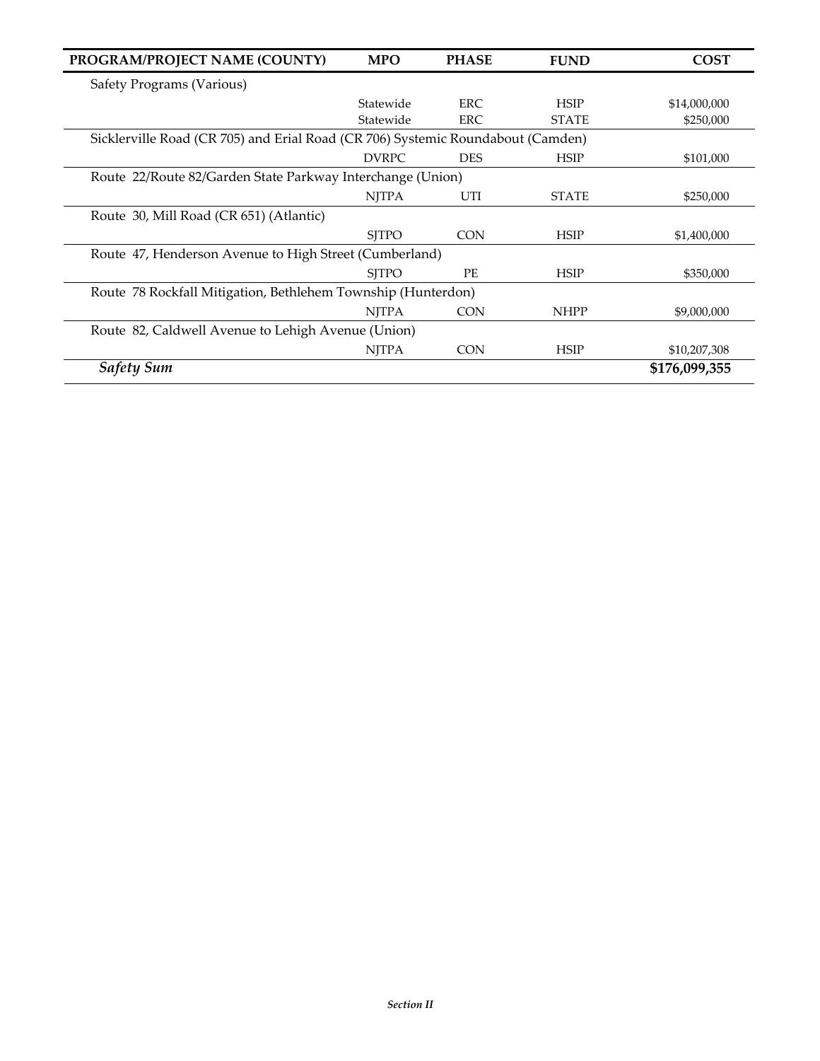| PROGRAM/PROJECT NAME (COUNTY) | MPO | PHASE | FUND | COST |
|---|---|---|---|---|
| Safety Programs (Various) | | | | |
| | Statewide | ERC | HSIP | $14,000,000 |
| | Statewide | ERC | STATE | $250,000 |
| Sicklerville Road (CR 705) and Erial Road (CR 706) Systemic Roundabout (Camden) | | | | |
| | DVRPC | DES | HSIP | $101,000 |
| Route 22/Route 82/Garden State Parkway Interchange (Union) | | | | |
| | NJTPA | UTI | STATE | $250,000 |
| Route 30, Mill Road (CR 651) (Atlantic) | | | | |
| | SJTPO | CON | HSIP | $1,400,000 |
| Route 47, Henderson Avenue to High Street (Cumberland) | | | | |
| | SJTPO | PE | HSIP | $350,000 |
| Route 78 Rockfall Mitigation, Bethlehem Township (Hunterdon) | | | | |
| | NJTPA | CON | NHPP | $9,000,000 |
| Route 82, Caldwell Avenue to Lehigh Avenue (Union) | | | | |
| | NJTPA | CON | HSIP | $10,207,308 |
| ***Safety Sum*** | | | | **$176,099,355** |